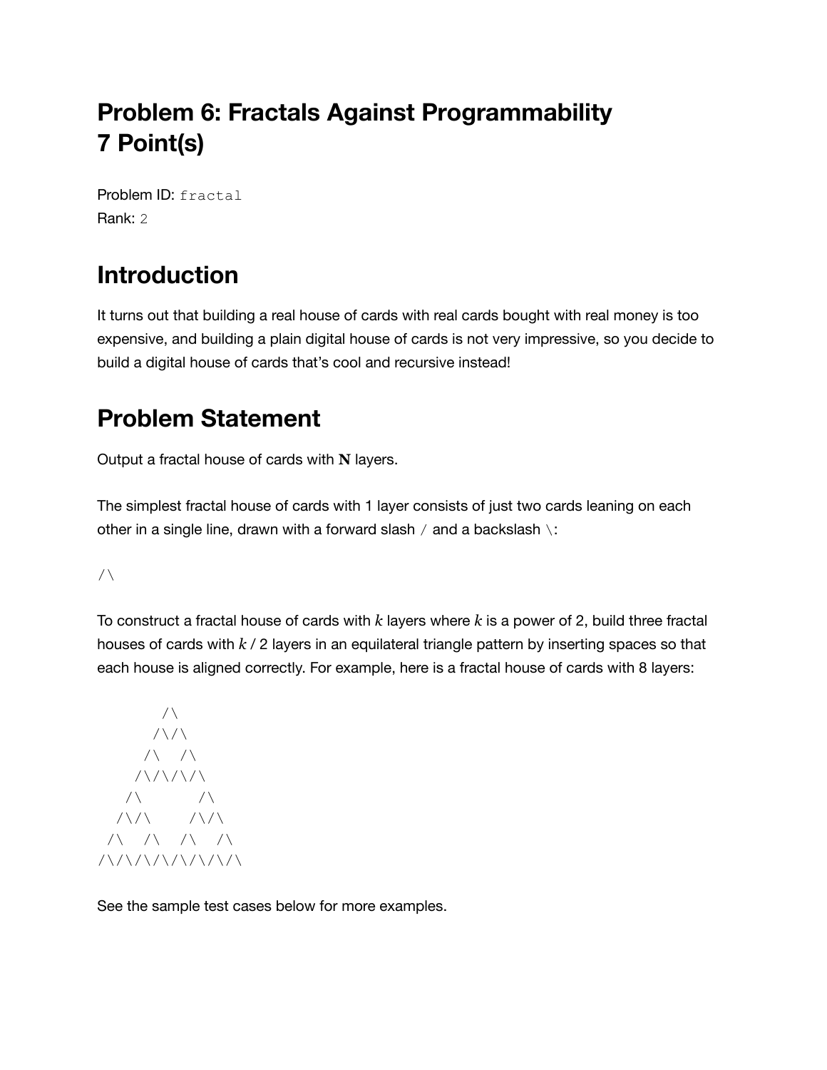# Problem 6: Fractals Against Programmability
# 7 Point(s)

Problem ID: `fractal`
Rank: `2`

## Introduction

It turns out that building a real house of cards with real cards bought with real money is too expensive, and building a plain digital house of cards is not very impressive, so you decide to build a digital house of cards that's cool and recursive instead!

## Problem Statement

Output a fractal house of cards with **N** layers.

The simplest fractal house of cards with 1 layer consists of just two cards leaning on each other in a single line, drawn with a forward slash / and a backslash \:

```
/\
```

To construct a fractal house of cards with $k$ layers where $k$ is a power of 2, build three fractal houses of cards with $k$ / 2 layers in an equilateral triangle pattern by inserting spaces so that each house is aligned correctly. For example, here is a fractal house of cards with 8 layers:

```
       /\
      /\/\
     /\  /\
    /\/\/\/\
   /\      /\
  /\/\    /\/\
 /\  /\  /\  /\
/\/\/\/\/\/\/\/\
```

See the sample test cases below for more examples.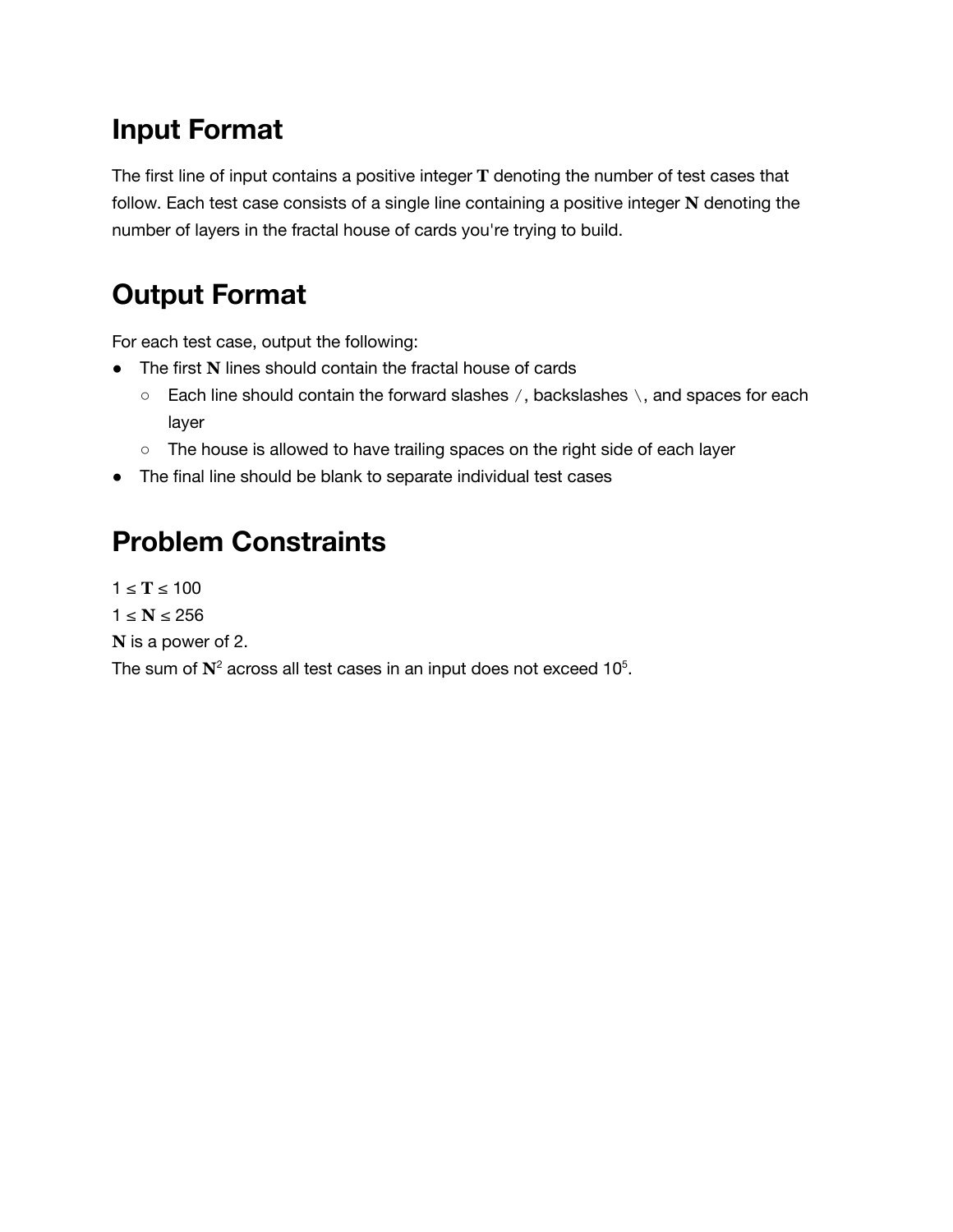## Input Format

The first line of input contains a positive integer $\mathbf{T}$ denoting the number of test cases that follow. Each test case consists of a single line containing a positive integer $\mathbf{N}$ denoting the number of layers in the fractal house of cards you're trying to build.

## Output Format

For each test case, output the following:

- The first $\mathbf{N}$ lines should contain the fractal house of cards
  - Each line should contain the forward slashes /, backslashes \, and spaces for each layer
  - The house is allowed to have trailing spaces on the right side of each layer
- The final line should be blank to separate individual test cases

## Problem Constraints

$1 \leq \mathbf{T} \leq 100$

$1 \leq \mathbf{N} \leq 256$

$\mathbf{N}$ is a power of 2.

The sum of $\mathbf{N}^2$ across all test cases in an input does not exceed $10^5$.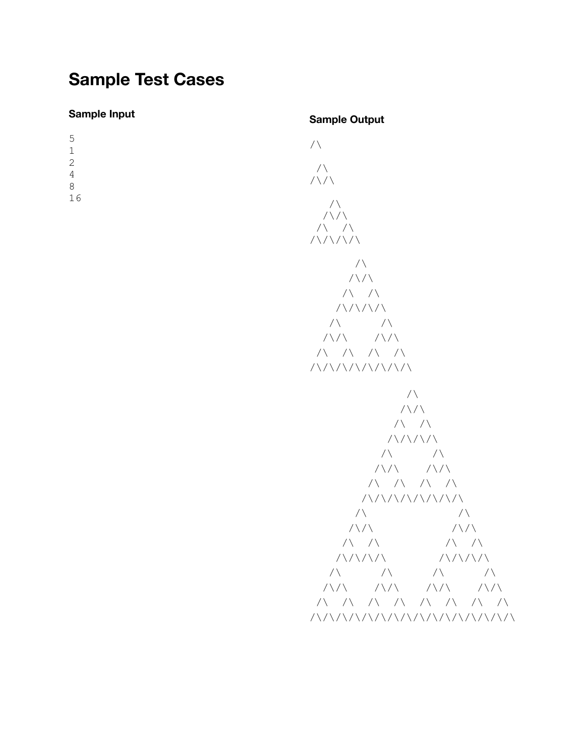# Sample Test Cases

### Sample Input

```
5
1
2
4
8
16
```

### Sample Output

```
/\

 /\
/\/\

   /\
  /\/\
 /\  /\
/\/\/\/\

       /\
      /\/\
     /\  /\
    /\/\/\/\
   /\      /\
  /\/\    /\/\
 /\  /\  /\  /\
/\/\/\/\/\/\/\/\

               /\
              /\/\
             /\  /\
            /\/\/\/\
           /\      /\
          /\/\    /\/\
         /\  /\  /\  /\
        /\/\/\/\/\/\/\/\
       /\              /\
      /\/\            /\/\
     /\  /\          /\  /\
    /\/\/\/\        /\/\/\/\
   /\      /\      /\      /\
  /\/\    /\/\    /\/\    /\/\
 /\  /\  /\  /\  /\  /\  /\  /\
/\/\/\/\/\/\/\/\/\/\/\/\/\/\/\/\
```